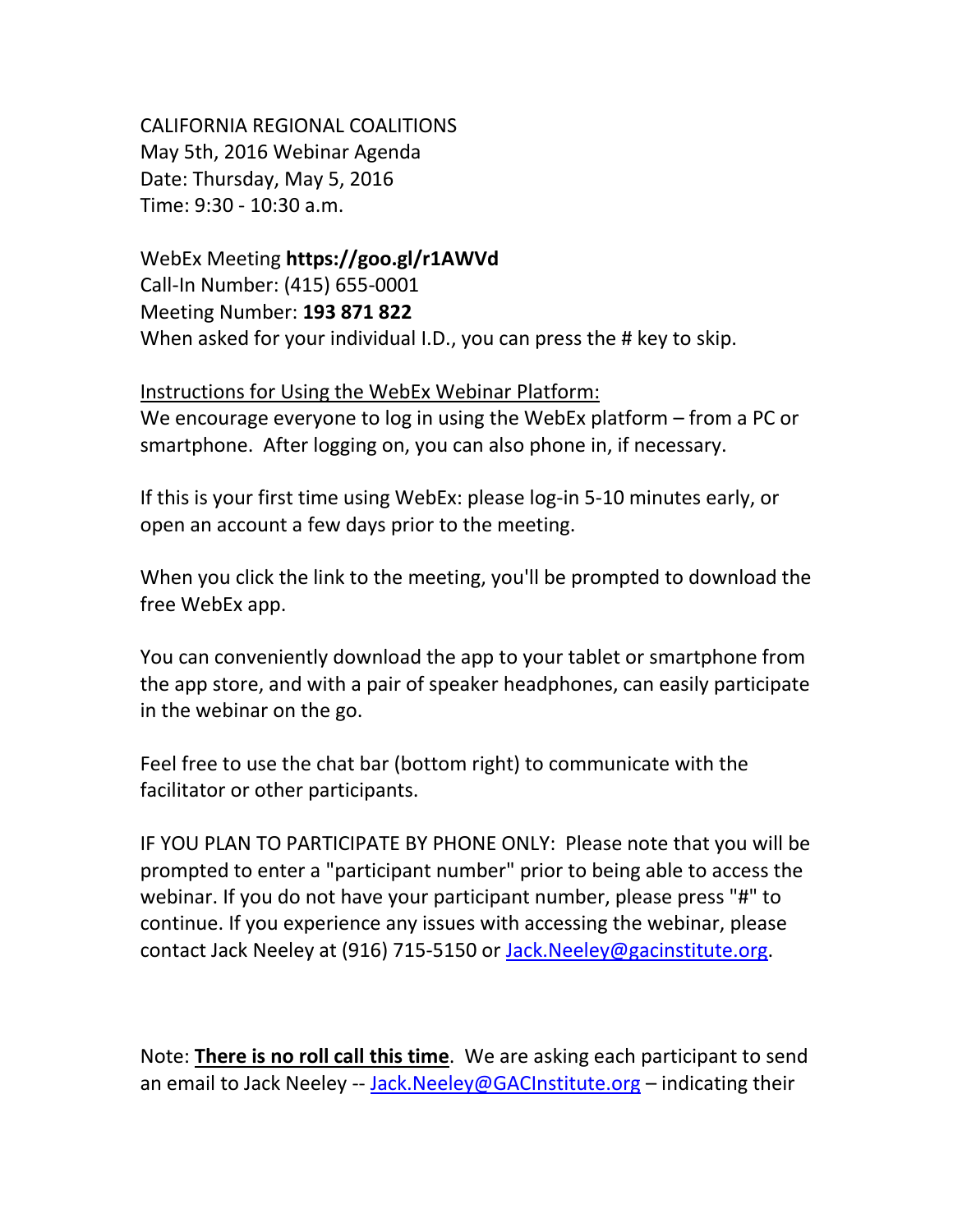CALIFORNIA REGIONAL COALITIONS
May 5th, 2016 Webinar Agenda
Date: Thursday, May 5, 2016
Time: 9:30 - 10:30 a.m.

WebEx Meeting **https://goo.gl/r1AWVd**
Call-In Number: (415) 655-0001
Meeting Number: **193 871 822**
When asked for your individual I.D., you can press the # key to skip.

<u>Instructions for Using the WebEx Webinar Platform:</u>
We encourage everyone to log in using the WebEx platform – from a PC or smartphone. After logging on, you can also phone in, if necessary.

If this is your first time using WebEx: please log-in 5-10 minutes early, or open an account a few days prior to the meeting.

When you click the link to the meeting, you'll be prompted to download the free WebEx app.

You can conveniently download the app to your tablet or smartphone from the app store, and with a pair of speaker headphones, can easily participate in the webinar on the go.

Feel free to use the chat bar (bottom right) to communicate with the facilitator or other participants.

IF YOU PLAN TO PARTICIPATE BY PHONE ONLY: Please note that you will be prompted to enter a "participant number" prior to being able to access the webinar. If you do not have your participant number, please press "#" to continue. If you experience any issues with accessing the webinar, please contact Jack Neeley at (916) 715-5150 or Jack.Neeley@gacinstitute.org.

Note: **<u>There is no roll call this time</u>**. We are asking each participant to send an email to Jack Neeley -- Jack.Neeley@GACInstitute.org – indicating their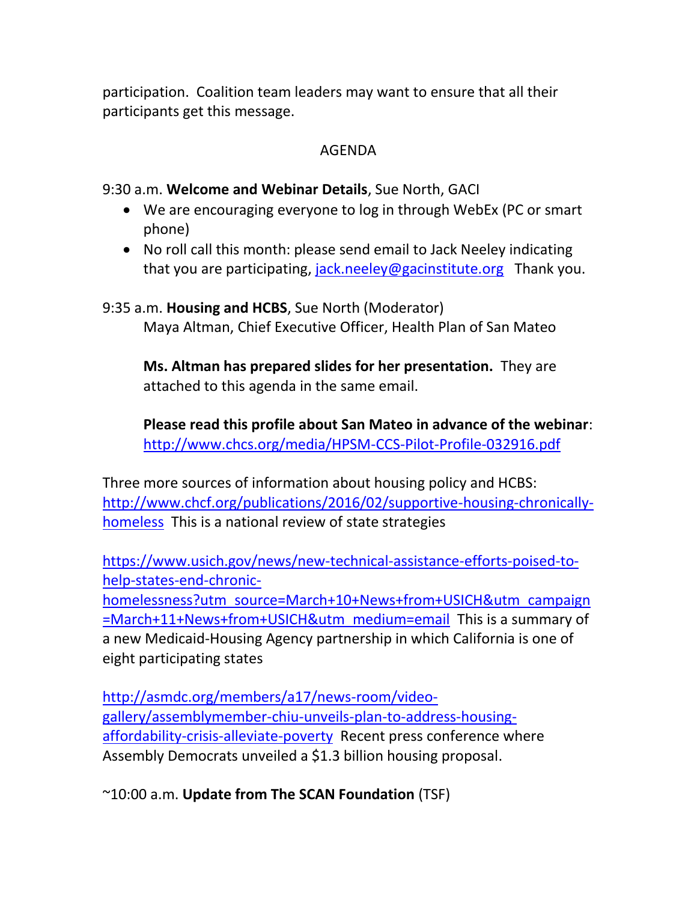participation. Coalition team leaders may want to ensure that all their participants get this message.

AGENDA

9:30 a.m. **Welcome and Webinar Details**, Sue North, GACI

- We are encouraging everyone to log in through WebEx (PC or smart phone)
- No roll call this month: please send email to Jack Neeley indicating that you are participating, [jack.neeley@gacinstitute.org](mailto:jack.neeley@gacinstitute.org) Thank you.

9:35 a.m. **Housing and HCBS**, Sue North (Moderator)
Maya Altman, Chief Executive Officer, Health Plan of San Mateo

**Ms. Altman has prepared slides for her presentation.** They are attached to this agenda in the same email.

**Please read this profile about San Mateo in advance of the webinar**: [http://www.chcs.org/media/HPSM-CCS-Pilot-Profile-032916.pdf](http://www.chcs.org/media/HPSM-CCS-Pilot-Profile-032916.pdf)

Three more sources of information about housing policy and HCBS:
[http://www.chcf.org/publications/2016/02/supportive-housing-chronically-homeless](http://www.chcf.org/publications/2016/02/supportive-housing-chronically-homeless) This is a national review of state strategies

[https://www.usich.gov/news/new-technical-assistance-efforts-poised-to-help-states-end-chronic-homelessness?utm_source=March+10+News+from+USICH&utm_campaign=March+11+News+from+USICH&utm_medium=email](https://www.usich.gov/news/new-technical-assistance-efforts-poised-to-help-states-end-chronic-homelessness?utm_source=March+10+News+from+USICH&utm_campaign=March+11+News+from+USICH&utm_medium=email) This is a summary of a new Medicaid-Housing Agency partnership in which California is one of eight participating states

[http://asmdc.org/members/a17/news-room/video-gallery/assemblymember-chiu-unveils-plan-to-address-housing-affordability-crisis-alleviate-poverty](http://asmdc.org/members/a17/news-room/video-gallery/assemblymember-chiu-unveils-plan-to-address-housing-affordability-crisis-alleviate-poverty) Recent press conference where Assembly Democrats unveiled a $1.3 billion housing proposal.

~10:00 a.m. **Update from The SCAN Foundation** (TSF)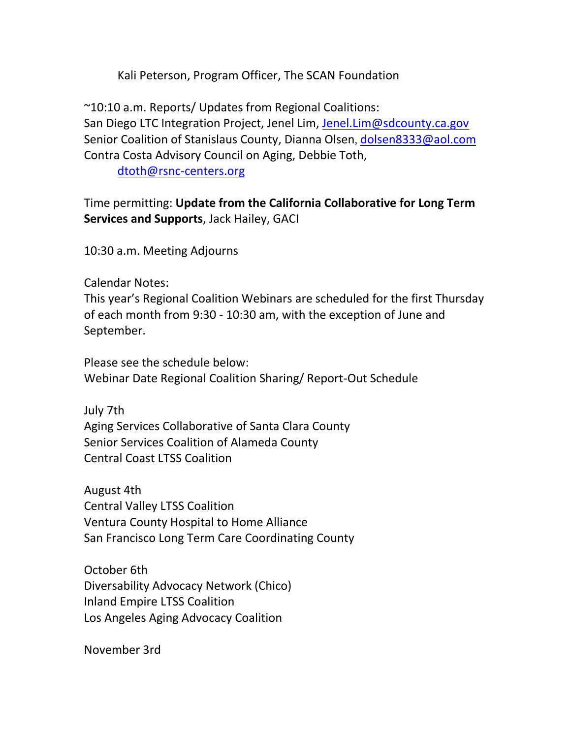Kali Peterson, Program Officer, The SCAN Foundation

~10:10 a.m. Reports/ Updates from Regional Coalitions:
San Diego LTC Integration Project, Jenel Lim, Jenel.Lim@sdcounty.ca.gov
Senior Coalition of Stanislaus County, Dianna Olsen, dolsen8333@aol.com
Contra Costa Advisory Council on Aging, Debbie Toth,
dtoth@rsnc-centers.org

Time permitting: **Update from the California Collaborative for Long Term Services and Supports**, Jack Hailey, GACI

10:30 a.m. Meeting Adjourns

Calendar Notes:
This year's Regional Coalition Webinars are scheduled for the first Thursday of each month from 9:30 - 10:30 am, with the exception of June and September.

Please see the schedule below:
Webinar Date Regional Coalition Sharing/ Report-Out Schedule

July 7th
Aging Services Collaborative of Santa Clara County
Senior Services Coalition of Alameda County
Central Coast LTSS Coalition

August 4th
Central Valley LTSS Coalition
Ventura County Hospital to Home Alliance
San Francisco Long Term Care Coordinating County

October 6th
Diversability Advocacy Network (Chico)
Inland Empire LTSS Coalition
Los Angeles Aging Advocacy Coalition

November 3rd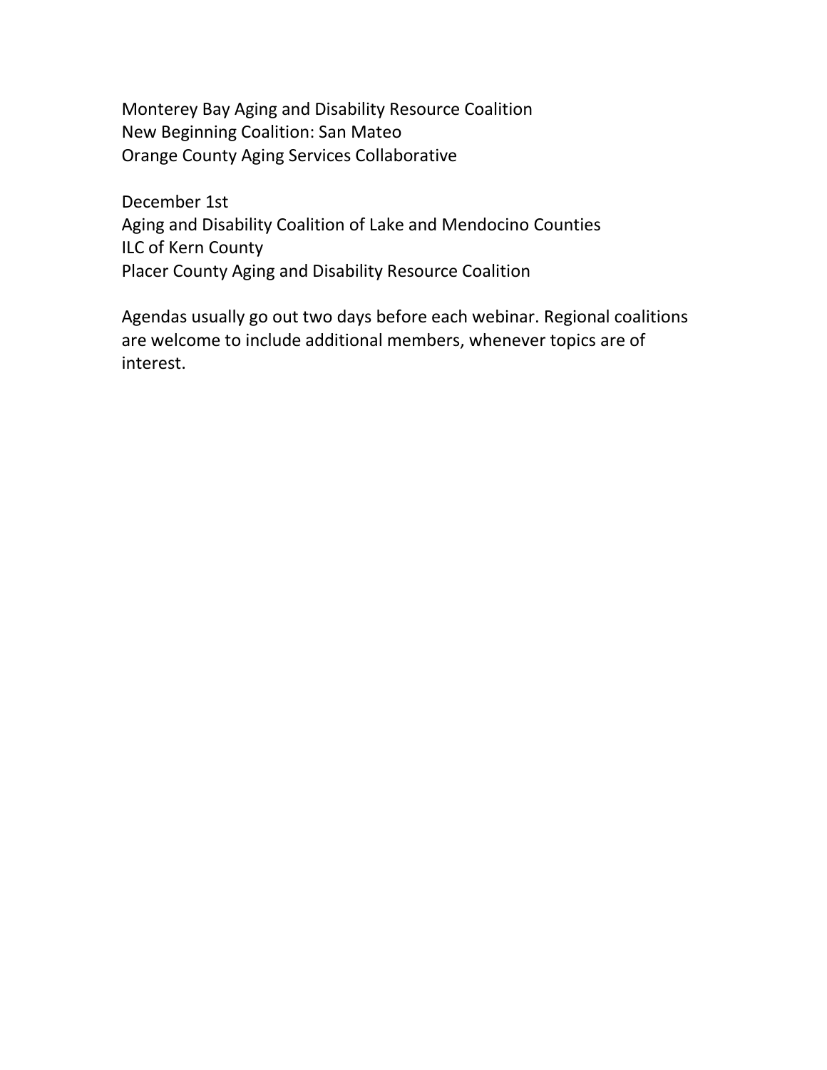Monterey Bay Aging and Disability Resource Coalition
New Beginning Coalition: San Mateo
Orange County Aging Services Collaborative

December 1st
Aging and Disability Coalition of Lake and Mendocino Counties
ILC of Kern County
Placer County Aging and Disability Resource Coalition

Agendas usually go out two days before each webinar. Regional coalitions are welcome to include additional members, whenever topics are of interest.